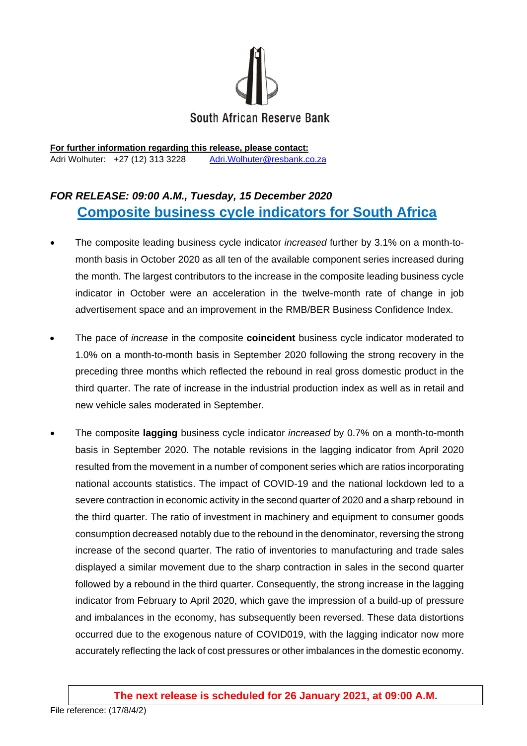South African Reserve Bank

**For further information regarding this release, please contact:**
Adri Wolhuter: +27 (12) 313 3228 [Adri.Wolhuter@resbank.co.za](mailto:Adri.Wolhuter@resbank.co.za)

***FOR RELEASE: 09:00 A.M., Tuesday, 15 December 2020***

# Composite business cycle indicators for South Africa

- The composite leading business cycle indicator *increased* further by 3.1% on a month-to-month basis in October 2020 as all ten of the available component series increased during the month. The largest contributors to the increase in the composite leading business cycle indicator in October were an acceleration in the twelve-month rate of change in job advertisement space and an improvement in the RMB/BER Business Confidence Index.

- The pace of *increase* in the composite **coincident** business cycle indicator moderated to 1.0% on a month-to-month basis in September 2020 following the strong recovery in the preceding three months which reflected the rebound in real gross domestic product in the third quarter. The rate of increase in the industrial production index as well as in retail and new vehicle sales moderated in September.

- The composite **lagging** business cycle indicator *increased* by 0.7% on a month-to-month basis in September 2020. The notable revisions in the lagging indicator from April 2020 resulted from the movement in a number of component series which are ratios incorporating national accounts statistics. The impact of COVID-19 and the national lockdown led to a severe contraction in economic activity in the second quarter of 2020 and a sharp rebound in the third quarter. The ratio of investment in machinery and equipment to consumer goods consumption decreased notably due to the rebound in the denominator, reversing the strong increase of the second quarter. The ratio of inventories to manufacturing and trade sales displayed a similar movement due to the sharp contraction in sales in the second quarter followed by a rebound in the third quarter. Consequently, the strong increase in the lagging indicator from February to April 2020, which gave the impression of a build-up of pressure and imbalances in the economy, has subsequently been reversed. These data distortions occurred due to the exogenous nature of COVID019, with the lagging indicator now more accurately reflecting the lack of cost pressures or other imbalances in the domestic economy.

**The next release is scheduled for 26 January 2021, at 09:00 A.M.**

File reference: (17/8/4/2)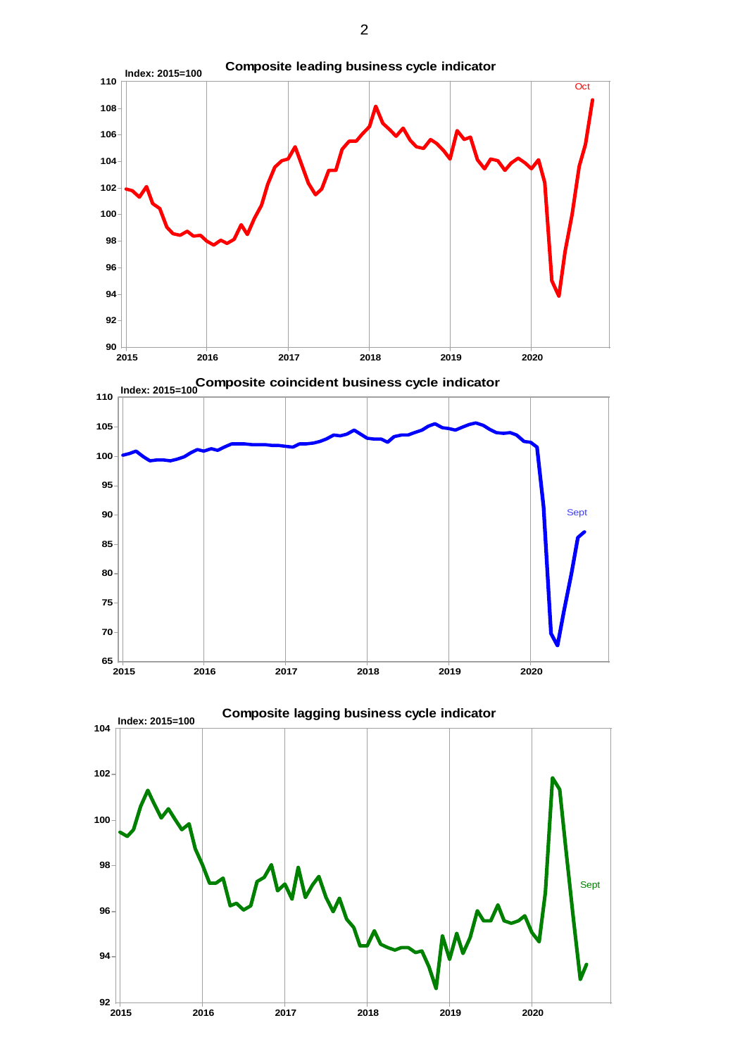**Composite leading business cycle indicator**

Index: 2015=100

**Composite coincident business cycle indicator**

Index: 2015=100

**Composite lagging business cycle indicator**

Index: 2015=100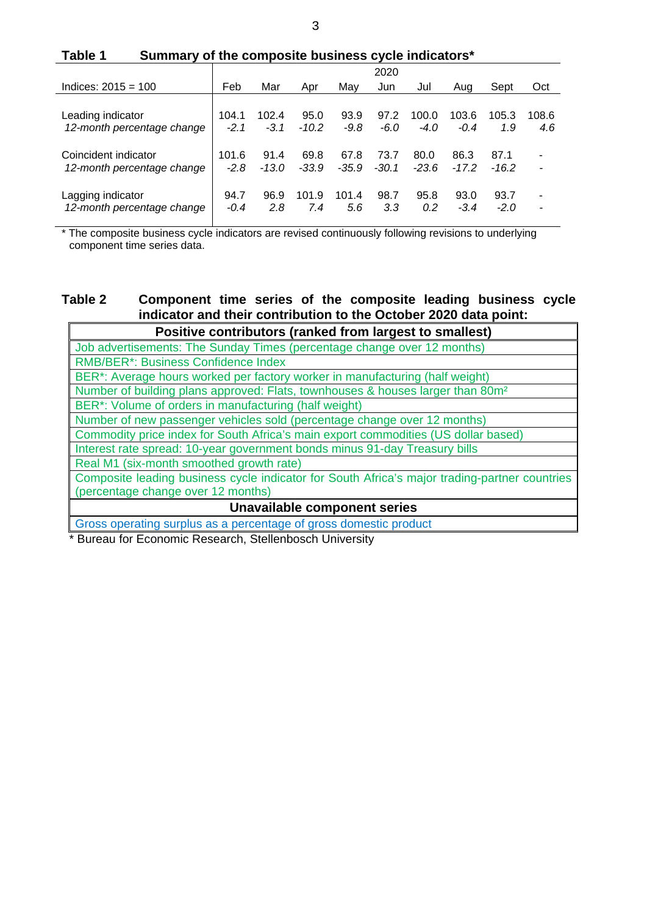**Table 1 Summary of the composite business cycle indicators***

| Indices: 2015 = 100 | Feb | Mar | Apr | May | Jun | Jul | Aug | Sept | Oct |
|---|---|---|---|---|---|---|---|---|---|
| | 2020 | | | | | | | | |
| Leading indicator | 104.1 | 102.4 | 95.0 | 93.9 | 97.2 | 100.0 | 103.6 | 105.3 | 108.6 |
| *12-month percentage change* | *-2.1* | *-3.1* | *-10.2* | *-9.8* | *-6.0* | *-4.0* | *-0.4* | *1.9* | *4.6* |
| Coincident indicator | 101.6 | 91.4 | 69.8 | 67.8 | 73.7 | 80.0 | 86.3 | 87.1 | - |
| *12-month percentage change* | *-2.8* | *-13.0* | *-33.9* | *-35.9* | *-30.1* | *-23.6* | *-17.2* | *-16.2* | - |
| Lagging indicator | 94.7 | 96.9 | 101.9 | 101.4 | 98.7 | 95.8 | 93.0 | 93.7 | - |
| *12-month percentage change* | *-0.4* | *2.8* | *7.4* | *5.6* | *3.3* | *0.2* | *-3.4* | *-2.0* | - |

* The composite business cycle indicators are revised continuously following revisions to underlying component time series data.

**Table 2 Component time series of the composite leading business cycle indicator and their contribution to the October 2020 data point:**

| **Positive contributors (ranked from largest to smallest)** |
|---|
| Job advertisements: The Sunday Times (percentage change over 12 months) |
| RMB/BER*: Business Confidence Index |
| BER*: Average hours worked per factory worker in manufacturing (half weight) |
| Number of building plans approved: Flats, townhouses & houses larger than 80m² |
| BER*: Volume of orders in manufacturing (half weight) |
| Number of new passenger vehicles sold (percentage change over 12 months) |
| Commodity price index for South Africa's main export commodities (US dollar based) |
| Interest rate spread: 10-year government bonds minus 91-day Treasury bills |
| Real M1 (six-month smoothed growth rate) |
| Composite leading business cycle indicator for South Africa's major trading-partner countries (percentage change over 12 months) |
| **Unavailable component series** |
| Gross operating surplus as a percentage of gross domestic product |

* Bureau for Economic Research, Stellenbosch University